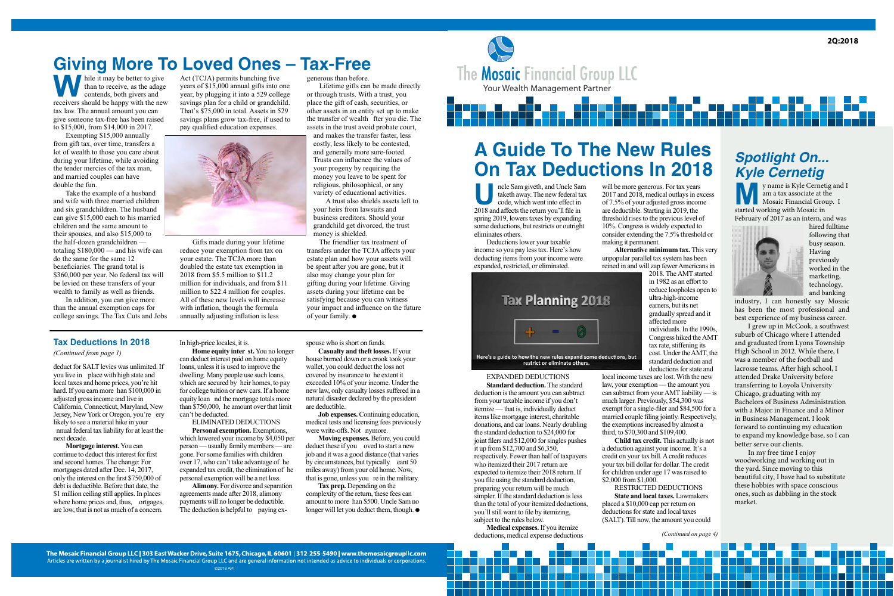# Giving More To Loved Ones – Tax-Free

While it may be better to give than to receive, as the adage contends, both givers and receivers should be happy with the new tax law. The annual amount you can give someone tax-free has been raised to $15,000, from $14,000 in 2017.

Exempting $15,000 annually from gift tax, over time, transfers a lot of wealth to those you care about during your lifetime, while avoiding the tender mercies of the tax man, and married couples can have double the fun.

Take the example of a husband and wife with three married children and six grandchildren. The husband can give $15,000 each to his married children and the same amount to their spouses, and also $15,000 to the half-dozen grandchildren — totaling $180,000 — and his wife can do the same for the same 12 beneficiaries. The grand total is $360,000 per year. No federal tax will be levied on these transfers of your wealth to family as well as friends.

In addition, you can give more than the annual exemption caps for college savings. The Tax Cuts and Jobs Act (TCJA) permits bunching five years of $15,000 annual gifts into one year, by plugging it into a 529 college savings plan for a child or grandchild. That's $75,000 in total. Assets in 529 savings plans grow tax-free, if used to pay qualified education expenses.

Gifts made during your lifetime reduce your exemption from tax on your estate. The TCJA more than doubled the estate tax exemption in 2018 from $5.5 million to $11.2 million for individuals, and from $11 million to $22.4 million for couples. All of these new levels will increase with inflation, though the formula annually adjusting inflation is less generous than before.

Lifetime gifts can be made directly or through trusts. With a trust, you place the gift of cash, securities, or other assets in an entity set up to make the transfer of wealth fter you die. The assets in the trust avoid probate court, and makes the transfer faster, less costly, less likely to be contested, and generally more sure-footed. Trusts can influence the values of your progeny by requiring the money you leave to be spent for religious, philosophical, or any variety of educational activities.

A trust also shields assets left to your heirs from lawsuits and business creditors. Should your grandchild get divorced, the trust money is shielded.

The friendlier tax treatment of transfers under the TCJA affects your estate plan and how your assets will be spent after you are gone, but it also may change your plan for gifting during your lifetime. Giving assets during your lifetime can be satisfying because you can witness your impact and influence on the future of your family. ●

## Tax Deductions In 2018

*(Continued from page 1)*

deduct for SALT levies was unlimited. If you live in place with high state and local taxes and home prices, you're hit hard. If you earn more han $100,000 in adjusted gross income and live in California, Connecticut, Maryland, New Jersey, New York or Oregon, you're ery likely to see a material hike in your nnual federal tax liability for at least the next decade.

**Mortgage interest.** You can continue to deduct this interest for first and second homes. The change: For mortgages dated after Dec. 14, 2017, only the interest on the first $750,000 of debt is deductible. Before that date, the $1 million ceiling still applies. In places where home prices and, thus, ortgages, are low, that is not as much of a concern. In high-price locales, it is.

**Home equity inter st.** You no longer can deduct interest paid on home equity loans, unless it is used to improve the dwelling. Many people use such loans, which are secured by heir homes, to pay for college tuition or new cars. If a home equity loan nd the mortgage totals more than $750,000, he amount over that limit can't be deducted.

ELIMINATED DEDUCTIONS

**Personal exemption.** Exemptions, which lowered your income by $4,050 per person — usually family members — are gone. For some families with children over 17, who can't take advantage of he expanded tax credit, the elimination of he personal exemption will be a net loss.

**Alimony.** For divorce and separation agreements made after 2018, alimony payments will no longer be deductible. The deduction is helpful to paying ex-spouse who is short on funds.

**Casualty and theft losses.** If your house burned down or a crook took your wallet, you could deduct the loss not covered by insurance to he extent it exceeded 10% of your income. Under the new law, only casualty losses suffered in a natural disaster declared by the president are deductible.

**Job expenses.** Continuing education, medical tests and licensing fees previously were write-offs. Not nymore.

**Moving expenses.** Before, you could deduct these if you oved to start a new job and it was a good distance (that varies by circumstances, but typically eant 50 miles away) from your old home. Now, that is gone, unless you re in the military.

**Tax prep.** Depending on the complexity of the return, these fees can amount to more han $500. Uncle Sam no longer will let you deduct them, though. ●

# A Guide To The New Rules On Tax Deductions In 2018

Uncle Sam giveth, and Uncle Sam taketh away. The new federal tax code, which went into effect in 2018 and affects the return you'll file in spring 2019, lowers taxes by expanding some deductions, but restricts or outright eliminates others.

Deductions lower your taxable income so you pay less tax. Here's how deducting items from your income were expanded, restricted, or eliminated.

Tax Planning 2018

Here's a guide to how the new rules expand some deductions, but restrict or eliminate others.

EXPANDED DEDUCTIONS

**Standard deduction.** The standard deduction is the amount you can subtract from your taxable income if you don't itemize — that is, individually deduct items like mortgage interest, charitable donations, and car loans. Nearly doubling the standard deduction to $24,000 for joint filers and $12,000 for singles pushes it up from $12,700 and $6,350, respectively. Fewer than half of taxpayers who itemized their 2017 return are expected to itemize their 2018 return. If you file using the standard deduction, preparing your return will be much simpler. If the standard deduction is less than the total of your itemized deductions, you'll still want to file by itemizing, subject to the rules below.

**Medical expenses.** If you itemize deductions, medical expense deductions will be more generous. For tax years 2017 and 2018, medical outlays in excess of 7.5% of your adjusted gross income are deductible. Starting in 2019, the threshold rises to the previous level of 10%. Congress is widely expected to consider extending the 7.5% threshold or making it permanent.

**Alternative minimum tax.** This very unpopular parallel tax system has been reined in and will zap fewer Americans in 2018. The AMT started in 1982 as an effort to reduce loopholes open to ultra-high-income earners, but its net gradually spread and it affected more individuals. In the 1990s, Congress hiked the AMT tax rate, stiffening its cost. Under the AMT, the standard deduction and deductions for state and local income taxes are lost. With the new law, your exemption — the amount you can subtract from your AMT liability — is much larger. Previously, $54,300 was exempt for a single-filer and $84,500 for a married couple filing jointly. Respectively, the exemptions increased by almost a third, to $70,300 and $109,400.

**Child tax credit.** This actually is not a deduction against your income. It's a credit on your tax bill. A credit reduces your tax bill dollar for dollar. The credit for children under age 17 was raised to $2,000 from $1,000.

RESTRICTED DEDUCTIONS

**State and local taxes.** Lawmakers placed a $10,000 cap per return on deductions for state and local taxes (SALT). Till now, the amount you could

*(Continued on page 4)*

# *Spotlight On... Kyle Cernetig*

My name is Kyle Cernetig and I am a tax associate at the Mosaic Financial Group. I started working with Mosaic in February of 2017 as an intern, and was hired fulltime following that busy season. Having previously worked in the marketing, technology, and banking industry, I can honestly say Mosaic has been the most professional and best experience of my business career.

I grew up in McCook, a southwest suburb of Chicago where I attended and graduated from Lyons Township High School in 2012. While there, I was a member of the football and lacrosse teams. After high school, I attended Drake University before transferring to Loyola University Chicago, graduating with my Bachelors of Business Administration with a Major in Finance and a Minor in Business Management. I look forward to continuing my education to expand my knowledge base, so I can better serve our clients.

In my free time I enjoy woodworking and working out in the yard. Since moving to this beautiful city, I have had to substitute these hobbies with space conscious ones, such as dabbling in the stock market.

The Mosaic Financial Group LLC | 303 East Wacker Drive, Suite 1675, Chicago, IL 60601 | 312-255-5490 | www.themosaicgroupllc.com

Articles are written by a journalist hired by The Mosaic Financial Group LLC and are general information not intended as advice to individuals or corporations.

©2018 API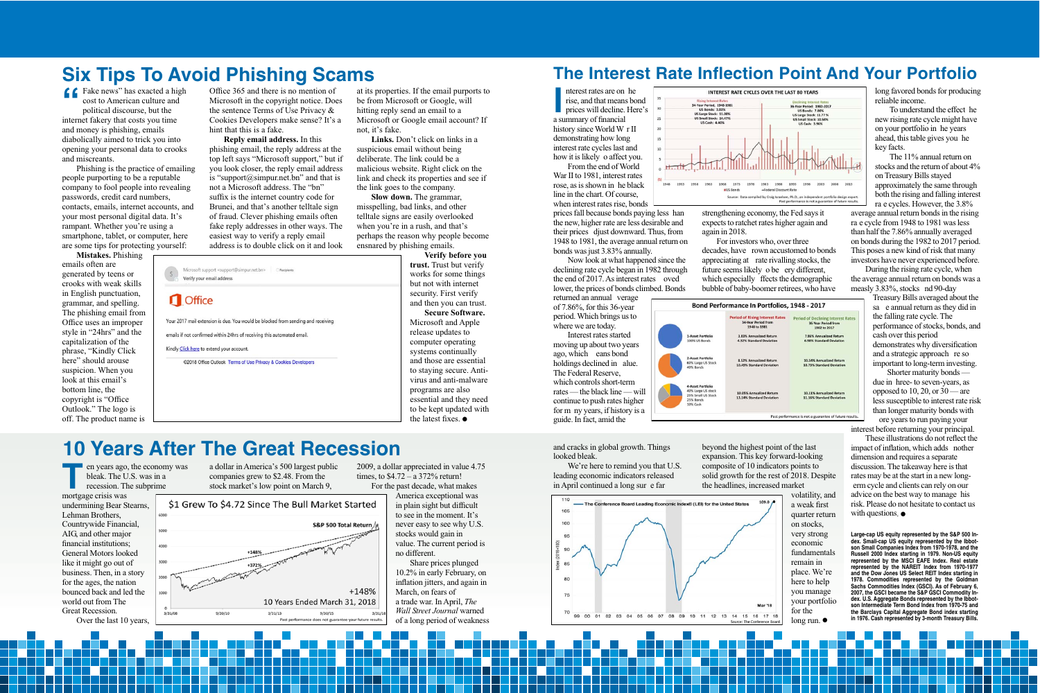# Six Tips To Avoid Phishing Scams

"Fake news" has exacted a high cost to American culture and political discourse, but the internet fakery that costs you time and money is phishing, emails diabolically aimed to trick you into opening your personal data to crooks and miscreants.

Phishing is the practice of emailing people purporting to be a reputable company to fool people into revealing passwords, credit card numbers, contacts, emails, internet accounts, and your most personal digital data. It's rampant. Whether you're using a smartphone, tablet, or computer, here are some tips for protecting yourself:

**Mistakes.** Phishing emails often are generated by teens or crooks with weak skills in English punctuation, grammar, and spelling. The phishing email from Office uses an improper style in "24hrs" and the capitalization of the phrase, "Kindly Click here" should arouse suspicion. When you look at this email's bottom line, the copyright is "Office Outlook." The logo is off. The product name is Office 365 and there is no mention of Microsoft in the copyright notice. Does the sentence Terms of Use Privacy & Cookies Developers make sense? It's a hint that this is a fake.

Microsoft support <support@simpur.net.bn>   Recipients
Verify your email address

Office

Your 2017 mail extension is due. You would be blocked from sending and receiving emails if not confirmed within 24hrs of receiving this automated email.

Kindly Click here to extend your account.

©2018 Office Outlook Terms of Use Privacy & Cookies Developers

**Reply email address.** In this phishing email, the reply address at the top left says "Microsoft support," but if you look closer, the reply email address is "support@simpur.net.bn" and that is not a Microsoft address. The "bn" suffix is the internet country code for Brunei, and that's another telltale sign of fraud. Clever phishing emails often fake reply addresses in other ways. The easiest way to verify a reply email address is to double click on it and look at its properties. If the email purports to be from Microsoft or Google, will hitting reply send an email to a Microsoft or Google email account? If not, it's fake.

**Links.** Don't click on links in a suspicious email without being deliberate. The link could be a malicious website. Right click on the link and check its properties and see if the link goes to the company.

**Slow down.** The grammar, misspelling, bad links, and other telltale signs are easily overlooked when you're in a rush, and that's perhaps the reason why people become ensnared by phishing emails.

**Verify before you trust.** Trust but verify works for some things but not with internet security. First verify and then you can trust.

**Secure Software.** Microsoft and Apple release updates to computer operating systems continually and those are essential to staying secure. Anti-virus and anti-malware programs are also essential and they need to be kept updated with the latest fixes. ●

# The Interest Rate Inflection Point And Your Portfolio

Interest rates are on the rise, and that means bond prices will decline. Here's a summary of financial history since World War II demonstrating how long interest rate cycles last and how it is likely to affect you.

INTEREST RATE CYCLES OVER THE LAST 80 YEARS

Rising Interest Rates — 34-Year Period, 1948-1981: US Bonds: 3.83%; US Large Stock: 11.00%; US Small Stock: 14.47%; US Cash: 4.40%

Declining Interest Rates — 36-Year Period, 1982-2017: US Bonds: 7.86%; US Large Stock: 11.77%; US Small Stock: 10.58%; US Cash: 3.98%

US Bonds — Federal Discount Rate

Source: Data compiled by Craig Israelsen, Ph.D., an independent portfolio design expert. Past performance is not a guarantee of future results.

From the end of World War II to 1981, interest rates rose, as is shown in the black line in the chart. Of course, when interest rates rise, bonds prices fall because bonds paying less than the new, higher rate are less desirable and their prices adjust downward. Thus, from 1948 to 1981, the average annual return on bonds was just 3.83% annually.

Now look at what happened since the declining rate cycle began in 1982 through the end of 2017. As interest rates moved lower, the prices of bonds climbed. Bonds returned an annual average of 7.86%, for this 36-year period. Which brings us to where we are today.

Interest rates started moving up about two years ago, which means bond holdings declined in value. The Federal Reserve, which controls short-term rates — the black line — will continue to push rates higher for many years, if history is a guide. In fact, amid the strengthening economy, the Fed says it expects to ratchet rates higher again and again in 2018.

For investors who, over three decades, have grown accustomed to bonds appreciating at rates rivalling stocks, the future seems likely to be very different, which especially affects the demographic bubble of baby-boomer retirees, who have long favored bonds for producing reliable income.

To understand the effect the new rising rate cycle might have on your portfolio in the years ahead, this table gives you the key facts.

**Bond Performance In Portfolios, 1948 - 2017**

| Portfolio | Period of Rising Interest Rates: 34-Year Period from 1948 to 1981 | Period of Declining Interest Rates: 36-Year Period from 1982 to 2017 |
|---|---|---|
| 1-Asset Portfolio: 100% US Bonds | 3.83% Annualized Return; 4.32% Standard Deviation | 7.86% Annualized Return; 6.98% Standard Deviation |
| 2-Asset Portfolio: 60% Large US Stock, 40% Bonds | 8.52% Annualized Return; 10.40% Standard Deviation | 10.54% Annualized Return; 10.73% Standard Deviation |
| 4-Asset Portfolio: 40% Large US Stock, 25% Small US Stock, 25% Bonds, 10% Cash | 10.05% Annualized Return; 13.14% Standard Deviation | 10.11% Annualized Return; 11.16% Standard Deviation |

Past performance is not a guarantee of future results.

The 11% annual return on stocks and the return of about 4% on Treasury Bills stayed approximately the same through both the rising and falling interest rate cycles. However, the 3.8% average annual return bonds in the rising rate cycle from 1948 to 1981 was less than half the 7.86% annually averaged on bonds during the 1982 to 2017 period. This poses a new kind of risk that many investors have never experienced before.

During the rising rate cycle, when the average annual return on bonds was a measly 3.83%, stocks and 90-day Treasury Bills averaged about the same annual return as they did in the falling rate cycle. The performance of stocks, bonds, and cash over this period demonstrates why diversification and a strategic approach are so important to long-term investing.

Shorter maturity bonds — due in three- to seven-years, as opposed to 10, 20, or 30 — are less susceptible to interest rate risk than longer maturity bonds with more years to run paying your interest before returning your principal.

These illustrations do not reflect the impact of inflation, which adds another dimension and requires a separate discussion. The takeaway here is that rates may be at the start in a new long-term cycle and clients can rely on our advice on the best way to manage this risk. Please do not hesitate to contact us with questions. ●

**Large-cap US equity represented by the S&P 500 Index. Small-cap US equity represented by the Ibbotson Small Companies Index from 1970-1978, and the Russell 2000 Index starting in 1979. Non-US equity represented by the MSCI EAFE Index. Real estate represented by the NAREIT Index from 1970-1977 and the Dow Jones US Select REIT Index starting in 1978. Commodities represented by the Goldman Sachs Commodities Index (GSCI). As of February 6, 2007, the GSCI became the S&P GSCI Commodity Index. U.S. Aggregate Bonds represented by the Ibbotson Intermediate Term Bond Index from 1970-75 and the Barclays Capital Aggregate Bond index starting in 1976. Cash represented by 3-month Treasury Bills.**

# 10 Years After The Great Recession

Ten years ago, the economy was bleak. The U.S. was in a recession. The subprime mortgage crisis was undermining Bear Stearns, Lehman Brothers, Countrywide Financial, AIG, and other major financial institutions; General Motors looked like it might go out of business. Then, in a story for the ages, the nation bounced back and led the world out from The Great Recession.

Over the last 10 years, a dollar in America's 500 largest public companies grew to $2.48. From the stock market's low point on March 9, 2009, a dollar appreciated in value 4.75 times, to $4.72 – a 372% return!

For the past decade, what makes America exceptional was in plain sight but difficult to see in the moment. It's never easy to see why U.S. stocks would gain in value. The current period is no different.

$1 Grew To $4.72 Since The Bull Market Started

S&P 500 Total Return — +148% — +372% — 10 Years Ended March 31, 2018

Past performance does not guarantee your future results.

Share prices plunged 10.2% in early February, on inflation jitters, and again in March, on fears of a trade war. In April, *The Wall Street Journal* warned of a long period of weakness and cracks in global growth. Things looked bleak.

We're here to remind you that U.S. leading economic indicators released in April continued a long surge far beyond the highest point of the last expansion. This key forward-looking composite of 10 indicators points to solid growth for the rest of 2018. Despite the headlines, increased market volatility, and a weak first quarter return on stocks, very strong economic fundamentals remain in place. We're here to help you manage your portfolio for the long run. ●

The Conference Board Leading Economic Index® (LEI) for the United States

Source: The Conference Board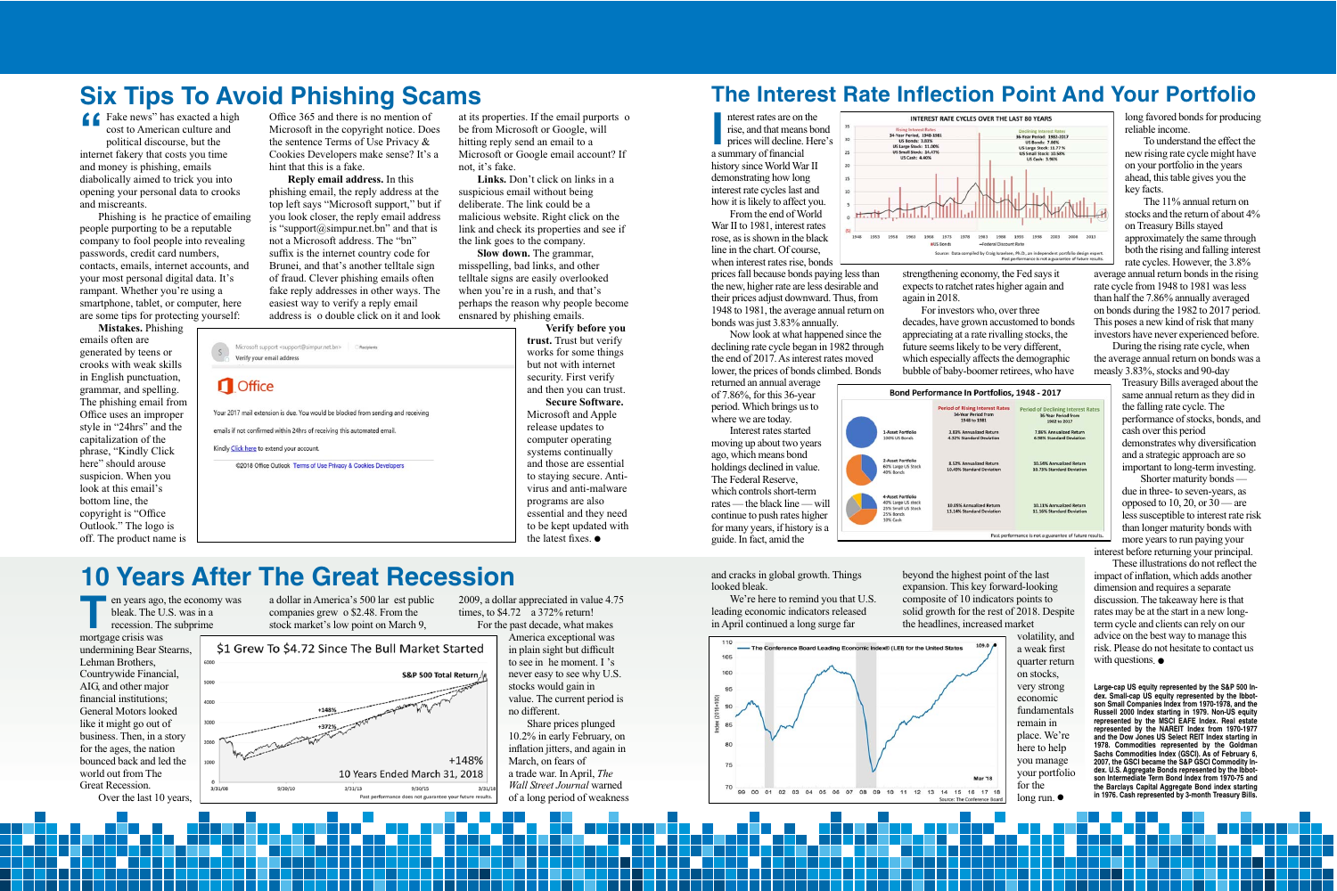# Six Tips To Avoid Phishing Scams

"Fake news" has exacted a high cost to American culture and political discourse, but the internet fakery that costs you time and money is phishing, emails diabolically aimed to trick you into opening your personal data to crooks and miscreants.

Phishing is he practice of emailing people purporting to be a reputable company to fool people into revealing passwords, credit card numbers, contacts, emails, internet accounts, and your most personal digital data. It's rampant. Whether you're using a smartphone, tablet, or computer, here are some tips for protecting yourself:

**Mistakes.** Phishing emails often are generated by teens or crooks with weak skills in English punctuation, grammar, and spelling. The phishing email from Office uses an improper style in "24hrs" and the capitalization of the phrase, "Kindly Click here" should arouse suspicion. When you look at this email's bottom line, the copyright is "Office Outlook." The logo is off. The product name is Office 365 and there is no mention of Microsoft in the copyright notice. Does the sentence Terms of Use Privacy & Cookies Developers make sense? It's a hint that this is a fake.

Microsoft support <support@simpur.net.bn>
Verify your email address

Office

Your 2017 mail extension is due. You would be blocked from sending and receiving emails if not confirmed within 24hrs of receiving this automated email.

Kindly Click here to extend your account.

©2018 Office Outlook Terms of Use Privacy & Cookies Developers

**Reply email address.** In this phishing email, the reply address at the top left says "Microsoft support," but if you look closer, the reply email address is "support@simpur.net.bn" and that is not a Microsoft address. The "bn" suffix is the internet country code for Brunei, and that's another telltale sign of fraud. Clever phishing emails often fake reply addresses in other ways. The easiest way to verify a reply email address is o double click on it and look at its properties. If the email purports o be from Microsoft or Google, will hitting reply send an email to a Microsoft or Google email account? If not, it's fake.

**Links.** Don't click on links in a suspicious email without being deliberate. The link could be a malicious website. Right click on the link and check its properties and see if the link goes to the company.

**Slow down.** The grammar, misspelling, bad links, and other telltale signs are easily overlooked when you're in a rush, and that's perhaps the reason why people become ensnared by phishing emails.

**Verify before you trust.** Trust but verify works for some things but not with internet security. First verify and then you can trust.

**Secure Software.** Microsoft and Apple release updates to computer operating systems continually and those are essential to staying secure. Anti-virus and anti-malware programs are also essential and they need to be kept updated with the latest fixes. ●

# The Interest Rate Inflection Point And Your Portfolio

Interest rates are on the rise, and that means bond prices will decline. Here's a summary of financial history since World War II demonstrating how long interest rate cycles last and how it is likely to affect you.

From the end of World War II to 1981, interest rates rose, as is shown in the black line in the chart. Of course, when interest rates rise, bonds prices fall because bonds paying less than the new, higher rate are less desirable and their prices adjust downward. Thus, from 1948 to 1981, the average annual return on bonds was just 3.83% annually.

**INTEREST RATE CYCLES OVER THE LAST 80 YEARS**

Rising Interest Rates — 34-Year Period, 1948-1981: US Bonds: 3.83%; US Large Stock: 11.00%; US Small Stock: 14.47%; US Cash: 4.40%

Declining Interest Rates — 36-Year Period, 1982-2017: US Bonds: 7.86%; US Large Stock: 11.77%; US Small Stock: 10.58%; US Cash: 3.96%

US Bonds — Federal Discount Rate

Source: Data compiled by Craig Israelsen, Ph.D., an independent portfolio design expert. Past performance is not a guarantee of future results.

Now look at what happened since the declining rate cycle began in 1982 through the end of 2017. As interest rates moved lower, the prices of bonds climbed. Bonds returned an annual average of 7.86%, for this 36-year period. Which brings us to where we are today.

Interest rates started moving up about two years ago, which means bond holdings declined in value. The Federal Reserve, which controls short-term rates — the black line — will continue to push rates higher for many years, if history is a guide. In fact, amid the strengthening economy, the Fed says it expects to ratchet rates higher again and again in 2018.

For investors who, over three decades, have grown accustomed to bonds appreciating at a rate rivalling stocks, the future seems likely to be very different, which especially affects the demographic bubble of baby-boomer retirees, who have long favored bonds for producing reliable income.

**Bond Performance In Portfolios, 1948 - 2017**

| Portfolio | Period of Rising Interest Rates 34-Year Period from 1948 to 1981 | Period of Declining Interest Rates 36-Year Period from 1982 to 2017 |
|---|---|---|
| 1-Asset Portfolio: 100% US Bonds | 3.83% Annualized Return; 4.92% Standard Deviation | 7.86% Annualized Return; 6.98% Standard Deviation |
| 2-Asset Portfolio: 60% Large US Stock, 40% Bonds | 8.52% Annualized Return; 10.40% Standard Deviation | 10.54% Annualized Return; 10.75% Standard Deviation |
| 4-Asset Portfolio: 40% Large US Stock, 25% Small US Stock, 25% Bonds, 10% Cash | 10.05% Annualized Return; 13.14% Standard Deviation | 10.11% Annualized Return; 11.16% Standard Deviation |

Past performance is not a guarantee of future results.

To understand the effect the new rising rate cycle might have on your portfolio in the years ahead, this table gives you the key facts.

The 11% annual return on stocks and the return of about 4% on Treasury Bills stayed approximately the same through both the rising and falling interest rate cycles. However, the 3.8% average annual return bonds in the rising rate cycle from 1948 to 1981 was less than half the 7.86% annually averaged on bonds during the 1982 to 2017 period. This poses a new kind of risk that many investors have never experienced before.

During the rising rate cycle, when the average annual return on bonds was a measly 3.83%, stocks and 90-day Treasury Bills averaged about the same annual return as they did in the falling rate cycle. The performance of stocks, bonds, and cash over this period demonstrates why diversification and a strategic approach are so important to long-term investing.

Shorter maturity bonds — due in three- to seven-years, as opposed to 10, 20, or 30 — are less susceptible to interest rate risk than longer maturity bonds with more years to run paying your interest before returning your principal.

These illustrations do not reflect the impact of inflation, which adds another dimension and requires a separate discussion. The takeaway here is that rates may be at the start in a new long-term cycle and clients can rely on our advice on the best way to manage this risk. Please do not hesitate to contact us with questions. ●

**Large-cap US equity represented by the S&P 500 Index. Small-cap US equity represented by the Ibbotson Small Companies Index from 1970-1978, and the Russell 2000 Index starting in 1979. Non-US equity represented by the MSCI EAFE Index. Real estate represented by the NAREIT Index from 1970-1977 and the Dow Jones US Select REIT Index starting in 1978. Commodities represented by the Goldman Sachs Commodities Index (GSCI). As of February 6, 2007, the GSCI became the S&P GSCI Commodity Index. U.S. Aggregate Bonds represented by the Ibbotson Intermediate Term Bond Index from 1970-75 and the Barclays Capital Aggregate Bond index starting in 1976. Cash represented by 3-month Treasury Bills.**

# 10 Years After The Great Recession

Ten years ago, the economy was bleak. The U.S. was in a recession. The subprime mortgage crisis was undermining Bear Stearns, Lehman Brothers, Countrywide Financial, AIG, and other major financial institutions; General Motors looked like it might go out of business. Then, in a story for the ages, the nation bounced back and led the world out from The Great Recession.

Over the last 10 years, a dollar in America's 500 lar est public companies grew o $2.48. From the stock market's low point on March 9, 2009, a dollar appreciated in value 4.75 times, to $4.72 a 372% return!

**$1 Grew To $4.72 Since The Bull Market Started**

S&P 500 Total Return; +148%; +372%; +148% 10 Years Ended March 31, 2018

Past performance does not guarantee your future results.

For the past decade, what makes America exceptional was in plain sight but difficult to see in he moment. I 's never easy to see why U.S. stocks would gain in value. The current period is no different.

Share prices plunged 10.2% in early February, on inflation jitters, and again in March, on fears of a trade war. In April, *The Wall Street Journal* warned of a long period of weakness and cracks in global growth. Things looked bleak.

We're here to remind you that U.S. leading economic indicators released in April continued a long surge far beyond the highest point of the last expansion. This key forward-looking composite of 10 indicators points to solid growth for the rest of 2018. Despite the headlines, increased market volatility, and a weak first quarter return on stocks, very strong economic fundamentals remain in place. We're here to help you manage your portfolio for the long run. ●

The Conference Board Leading Economic Index® (LEI) for the United States — 109.0 — Mar '18

Source: The Conference Board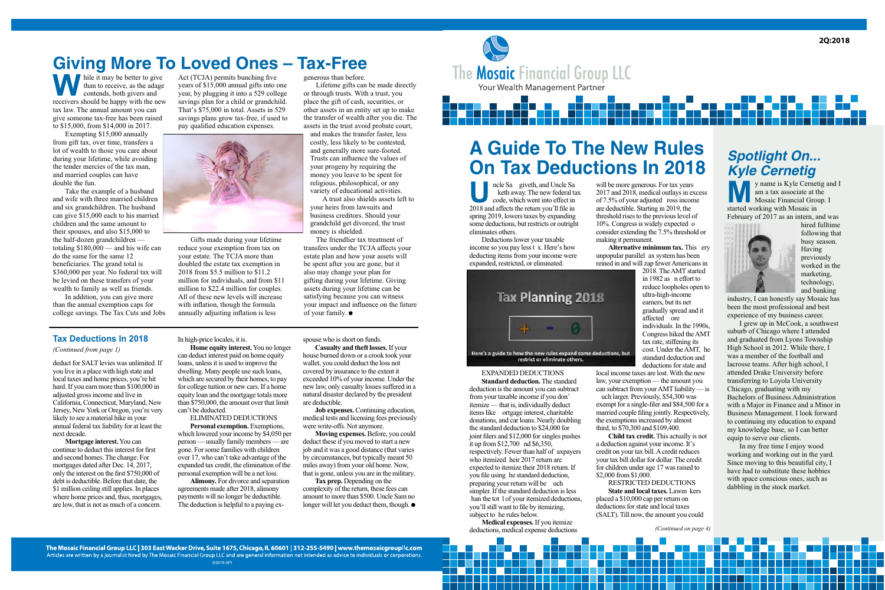# Giving More To Loved Ones – Tax-Free

While it may be better to give than to receive, as the adage contends, both givers and receivers should be happy with the new tax law. The annual amount you can give someone tax-free has been raised to $15,000, from $14,000 in 2017.

Exempting $15,000 annually from gift tax, over time, transfers a lot of wealth to those you care about during your lifetime, while avoiding the tender mercies of the tax man, and married couples can have double the fun.

Take the example of a husband and wife with three married children and six grandchildren. The husband can give $15,000 each to his married children and the same amount to their spouses, and also $15,000 to the half-dozen grandchildren — totaling $180,000 — and his wife can do the same for the same 12 beneficiaries. The grand total is $360,000 per year. No federal tax will be levied on these transfers of your wealth to family as well as friends.

In addition, you can give more than the annual exemption caps for college savings. The Tax Cuts and Jobs Act (TCJA) permits bunching five years of $15,000 annual gifts into one year, by plugging it into a 529 college savings plan for a child or grandchild. That's $75,000 in total. Assets in 529 savings plans grow tax-free, if used to pay qualified education expenses.

Gifts made during your lifetime reduce your exemption from tax on your estate. The TCJA more than doubled the estate tax exemption in 2018 from $5.5 million to $11.2 million for individuals, and from $11 million to $22.4 million for couples. All of these new levels will increase with inflation, though the formula annually adjusting inflation is less generous than before.

Lifetime gifts can be made directly or through trusts. With a trust, you place the gift of cash, securities, or other assets in an entity set up to make the transfer of wealth after you die. The assets in the trust avoid probate court, and makes the transfer faster, less costly, less likely to be contested, and generally more sure-footed. Trusts can influence the values of your progeny by requiring the money you leave to be spent for religious, philosophical, or any variety of educational activities.

A trust also shields assets left to your heirs from lawsuits and business creditors. Should your grandchild get divorced, the trust money is shielded.

The friendlier tax treatment of transfers under the TCJA affects your estate plan and how your assets will be spent after you are gone, but it also may change your plan for gifting during your lifetime. Giving assets during your lifetime can be satisfying because you can witness your impact and influence on the future of your family. ●

## Tax Deductions In 2018

*(Continued from page 1)*

deduct for SALT levies was unlimited. If you live in a place with high state and local taxes and home prices, you're hit hard. If you earn more than $100,000 in adjusted gross income and live in California, Connecticut, Maryland, New Jersey, New York or Oregon, you're very likely to see a material hike in your annual federal tax liability for at least the next decade.

**Mortgage interest.** You can continue to deduct this interest for first and second homes. The change: For mortgages dated after Dec. 14, 2017, only the interest on the first $750,000 of debt is deductible. Before that date, the $1 million ceiling still applies. In places where home prices and, thus, mortgages, are low, that is not as much of a concern. In high-price locales, it is.

**Home equity interest.** You no longer can deduct interest paid on home equity loans, unless it is used to improve the dwelling. Many people use such loans, which are secured by their homes, to pay for college tuition or new cars. If a home equity loan and the mortgage totals more than $750,000, the amount over that limit can't be deducted.

ELIMINATED DEDUCTIONS

**Personal exemption.** Exemptions, which lowered your income by $4,050 per person — usually family members — are gone. For some families with children over 17, who can't take advantage of the expanded tax credit, the elimination of the personal exemption will be a net loss.

**Alimony.** For divorce and separation agreements made after 2018, alimony payments will no longer be deductible. The deduction is helpful to a paying ex-spouse who is short on funds.

**Casualty and theft losses.** If your house burned down or a crook took your wallet, you could deduct the loss not covered by insurance to the extent it exceeded 10% of your income. Under the new law, only casualty losses suffered in a natural disaster declared by the president are deductible.

**Job expenses.** Continuing education, medical tests and licensing fees previously were write-offs. Not anymore.

**Moving expenses.** Before, you could deduct these if you moved to start a new job and it was a good distance (that varies by circumstances, but typically meant 50 miles away) from your old home. Now, that is gone, unless you are in the military.

**Tax prep.** Depending on the complexity of the return, these fees can amount to more than $500. Uncle Sam no longer will let you deduct them, though. ●

The Mosaic Financial Group LLC
Your Wealth Management Partner

# A Guide To The New Rules On Tax Deductions In 2018

Uncle Sam giveth, and Uncle Sam taketh away. The new federal tax code, which went into effect in 2018 and affects the return you'll file in spring 2019, lowers taxes by expanding some deductions, but restricts or outright eliminates others.

Deductions lower your taxable income so you pay less tax. Here's how deducting items from your income were expanded, restricted, or eliminated.

Tax Planning 2018

Here's a guide to how the new rules expand some deductions, but restrict or eliminate others.

EXPANDED DEDUCTIONS

**Standard deduction.** The standard deduction is the amount you can subtract from your taxable income if you don't itemize — that is, individually deduct items like mortgage interest, charitable donations, and car loans. Nearly doubling the standard deduction to $24,000 for joint filers and $12,000 for singles pushes it up from $12,700 and $6,350, respectively. Fewer than half of taxpayers who itemized their 2017 return are expected to itemize their 2018 return. If you file using the standard deduction, preparing your return will be much simpler. If the standard deduction is less than the total of your itemized deductions, you'll still want to file by itemizing, subject to the rules below.

**Medical expenses.** If you itemize deductions, medical expense deductions will be more generous. For tax years 2017 and 2018, medical outlays in excess of 7.5% of your adjusted gross income are deductible. Starting in 2019, the threshold rises to the previous level of 10%. Congress is widely expected to consider extending the 7.5% threshold or making it permanent.

**Alternative minimum tax.** This very unpopular parallel tax system has been reined in and will zap fewer Americans in 2018. The AMT started in 1982 as an effort to reduce loopholes open to ultra-high-income earners, but its net gradually spread and it affected more individuals. In the 1990s, Congress hiked the AMT tax rate, stiffening its cost. Under the AMT, the standard deduction and deductions for state and local income taxes are lost. With the new law, your exemption — the amount you can subtract from your AMT liability — is much larger. Previously, $54,300 was exempt for a single-filer and $84,500 for a married couple filing jointly. Respectively, the exemptions increased by almost third, to $70,300 and $109,400.

**Child tax credit.** This actually is not a deduction against your income. It's a credit on your tax bill. A credit reduces your tax bill dollar for dollar. The credit for children under age 17 was raised to $2,000 from $1,000.

RESTRICTED DEDUCTIONS

**State and local taxes.** Lawmakers placed a $10,000 cap per return on deductions for state and local taxes (SALT). Till now, the amount you could

*(Continued on page 4)*

## *Spotlight On... Kyle Cernetig*

My name is Kyle Cernetig and I am a tax associate at the Mosaic Financial Group. I started working with Mosaic in February of 2017 as an intern, and was hired fulltime following that busy season. Having previously worked in the marketing, technology, and banking industry, I can honestly say Mosaic has been the most professional and best experience of my business career.

I grew up in McCook, a southwest suburb of Chicago where I attended and graduated from Lyons Township High School in 2012. While there, I was a member of the football and lacrosse teams. After high school, I attended Drake University before transferring to Loyola University Chicago, graduating with my Bachelors of Business Administration with a Major in Finance and a Minor in Business Management. I look forward to continuing my education to expand my knowledge base, so I can better equip to serve our clients.

In my free time I enjoy wood working and working out in the yard. Since moving to this beautiful city, I have had to substitute these hobbies with space conscious ones, such as dabbling in the stock market.

The Mosaic Financial Group LLC | 303 East Wacker Drive, Suite 1675, Chicago, IL 60601 | 312-255-5490 | www.themosaicgroupllc.com
Articles are written by a journalist hired by The Mosaic Financial Group LLC and are general information not intended as advice to individuals or corporations.
©2018 API